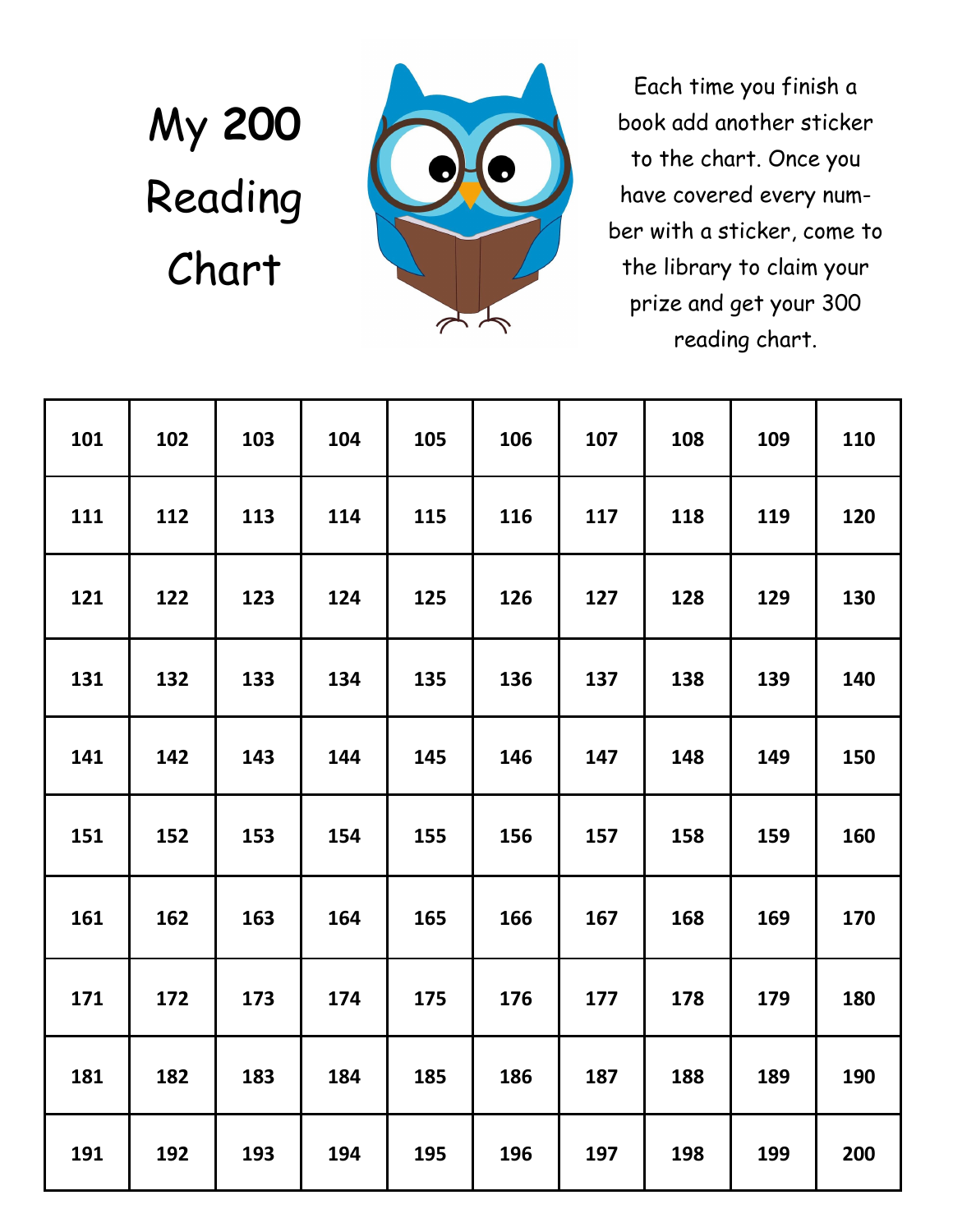# My 200 Reading Chart

Each time you finish a book add another sticker to the chart. Once you have covered every number with a sticker, come to the library to claim your prize and get your 300 reading chart.

| | | | | | | | | | |
|---|---|---|---|---|---|---|---|---|---|
| 101 | 102 | 103 | 104 | 105 | 106 | 107 | 108 | 109 | 110 |
| 111 | 112 | 113 | 114 | 115 | 116 | 117 | 118 | 119 | 120 |
| 121 | 122 | 123 | 124 | 125 | 126 | 127 | 128 | 129 | 130 |
| 131 | 132 | 133 | 134 | 135 | 136 | 137 | 138 | 139 | 140 |
| 141 | 142 | 143 | 144 | 145 | 146 | 147 | 148 | 149 | 150 |
| 151 | 152 | 153 | 154 | 155 | 156 | 157 | 158 | 159 | 160 |
| 161 | 162 | 163 | 164 | 165 | 166 | 167 | 168 | 169 | 170 |
| 171 | 172 | 173 | 174 | 175 | 176 | 177 | 178 | 179 | 180 |
| 181 | 182 | 183 | 184 | 185 | 186 | 187 | 188 | 189 | 190 |
| 191 | 192 | 193 | 194 | 195 | 196 | 197 | 198 | 199 | 200 |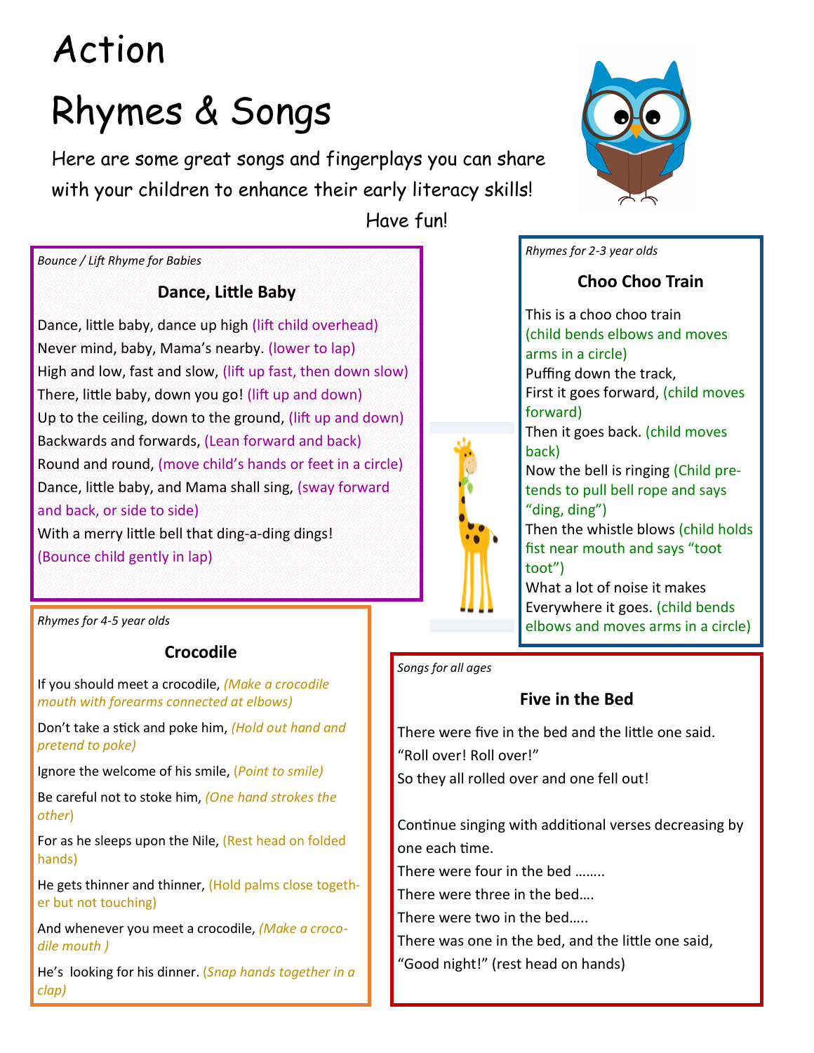# Action

# Rhymes & Songs

Here are some great songs and fingerplays you can share with your children to enhance their early literacy skills!

Have fun!

*Bounce / Lift Rhyme for Babies*

### Dance, Little Baby

Dance, little baby, dance up high (lift child overhead)
Never mind, baby, Mama's nearby. (lower to lap)
High and low, fast and slow, (lift up fast, then down slow)
There, little baby, down you go! (lift up and down)
Up to the ceiling, down to the ground, (lift up and down)
Backwards and forwards, (Lean forward and back)
Round and round, (move child's hands or feet in a circle)
Dance, little baby, and Mama shall sing, (sway forward and back, or side to side)
With a merry little bell that ding-a-ding dings!
(Bounce child gently in lap)

*Rhymes for 2-3 year olds*

### Choo Choo Train

This is a choo choo train
(child bends elbows and moves arms in a circle)
Puffing down the track,
First it goes forward, (child moves forward)
Then it goes back. (child moves back)
Now the bell is ringing (Child pretends to pull bell rope and says "ding, ding")
Then the whistle blows (child holds fist near mouth and says "toot toot")
What a lot of noise it makes
Everywhere it goes. (child bends elbows and moves arms in a circle)

*Rhymes for 4-5 year olds*

### Crocodile

If you should meet a crocodile, *(Make a crocodile mouth with forearms connected at elbows)*

Don't take a stick and poke him, *(Hold out hand and pretend to poke)*

Ignore the welcome of his smile, (*Point to smile)*

Be careful not to stoke him, *(One hand strokes the other*)

For as he sleeps upon the Nile, (Rest head on folded hands)

He gets thinner and thinner, (Hold palms close together but not touching)

And whenever you meet a crocodile, *(Make a crocodile mouth )*

He's looking for his dinner. (*Snap hands together in a clap)*

*Songs for all ages*

### Five in the Bed

There were five in the bed and the little one said.
"Roll over! Roll over!"
So they all rolled over and one fell out!

Continue singing with additional verses decreasing by one each time.
There were four in the bed ……..
There were three in the bed….
There were two in the bed…..
There was one in the bed, and the little one said,
"Good night!" (rest head on hands)